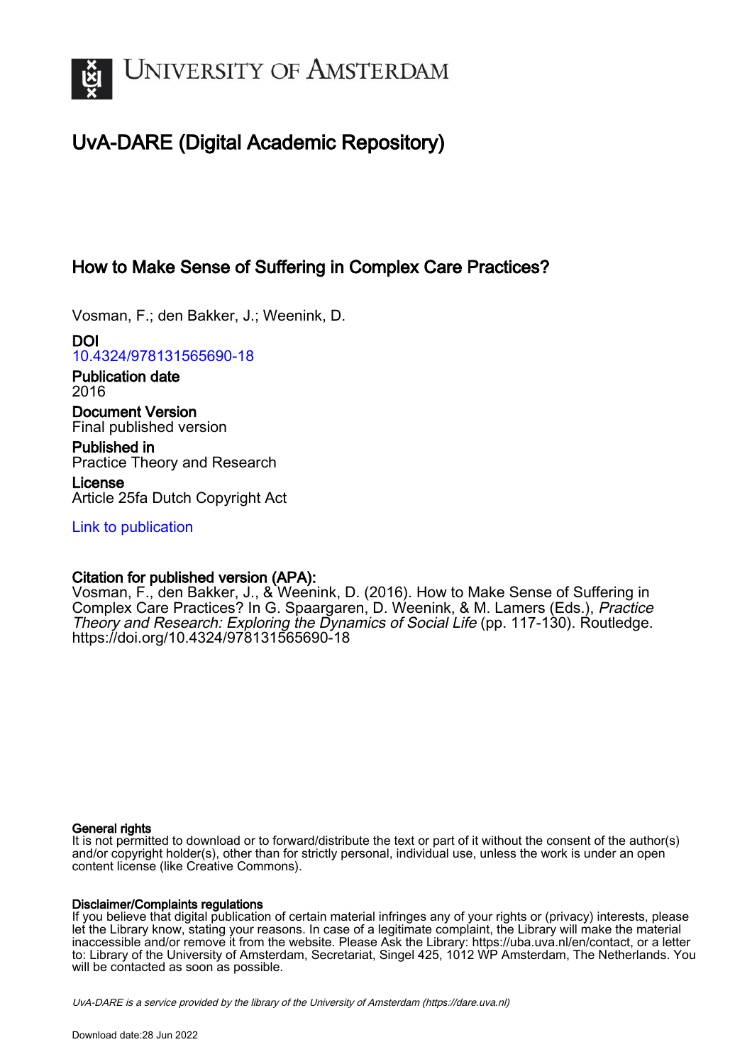# UNIVERSITY OF AMSTERDAM

## UvA-DARE (Digital Academic Repository)

### How to Make Sense of Suffering in Complex Care Practices?

Vosman, F.; den Bakker, J.; Weenink, D.

**DOI**
10.4324/978131565690-18

**Publication date**
2016

**Document Version**
Final published version

**Published in**
Practice Theory and Research

**License**
Article 25fa Dutch Copyright Act

Link to publication

**Citation for published version (APA):**
Vosman, F., den Bakker, J., & Weenink, D. (2016). How to Make Sense of Suffering in Complex Care Practices? In G. Spaargaren, D. Weenink, & M. Lamers (Eds.), *Practice Theory and Research: Exploring the Dynamics of Social Life* (pp. 117-130). Routledge. https://doi.org/10.4324/978131565690-18

**General rights**
It is not permitted to download or to forward/distribute the text or part of it without the consent of the author(s) and/or copyright holder(s), other than for strictly personal, individual use, unless the work is under an open content license (like Creative Commons).

**Disclaimer/Complaints regulations**
If you believe that digital publication of certain material infringes any of your rights or (privacy) interests, please let the Library know, stating your reasons. In case of a legitimate complaint, the Library will make the material inaccessible and/or remove it from the website. Please Ask the Library: https://uba.uva.nl/en/contact, or a letter to: Library of the University of Amsterdam, Secretariat, Singel 425, 1012 WP Amsterdam, The Netherlands. You will be contacted as soon as possible.

*UvA-DARE is a service provided by the library of the University of Amsterdam (https://dare.uva.nl)*

Download date:28 Jun 2022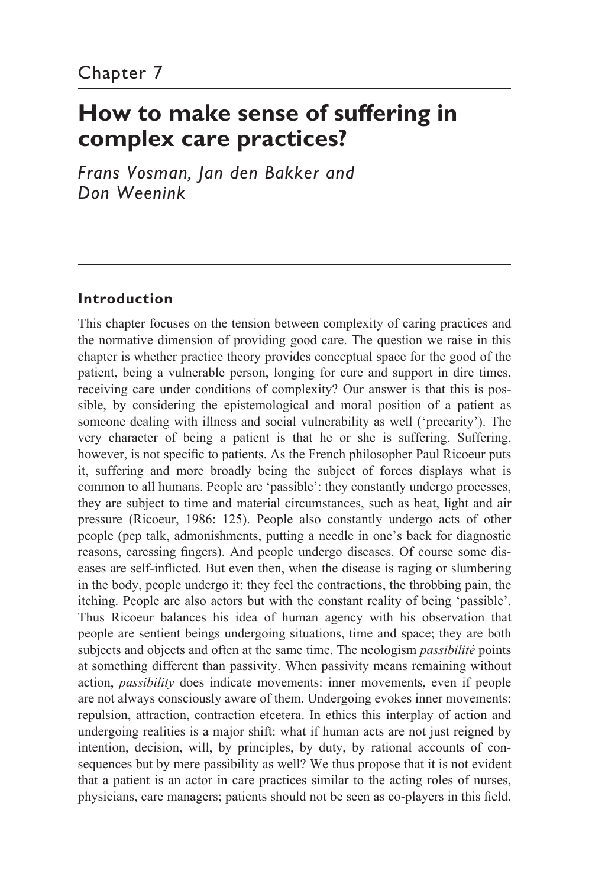Chapter 7

# How to make sense of suffering in complex care practices?

*Frans Vosman, Jan den Bakker and Don Weenink*

## Introduction

This chapter focuses on the tension between complexity of caring practices and the normative dimension of providing good care. The question we raise in this chapter is whether practice theory provides conceptual space for the good of the patient, being a vulnerable person, longing for cure and support in dire times, receiving care under conditions of complexity? Our answer is that this is possible, by considering the epistemological and moral position of a patient as someone dealing with illness and social vulnerability as well ('precarity'). The very character of being a patient is that he or she is suffering. Suffering, however, is not specific to patients. As the French philosopher Paul Ricoeur puts it, suffering and more broadly being the subject of forces displays what is common to all humans. People are 'passible': they constantly undergo processes, they are subject to time and material circumstances, such as heat, light and air pressure (Ricoeur, 1986: 125). People also constantly undergo acts of other people (pep talk, admonishments, putting a needle in one's back for diagnostic reasons, caressing fingers). And people undergo diseases. Of course some diseases are self-inflicted. But even then, when the disease is raging or slumbering in the body, people undergo it: they feel the contractions, the throbbing pain, the itching. People are also actors but with the constant reality of being 'passible'. Thus Ricoeur balances his idea of human agency with his observation that people are sentient beings undergoing situations, time and space; they are both subjects and objects and often at the same time. The neologism *passibilité* points at something different than passivity. When passivity means remaining without action, *passibility* does indicate movements: inner movements, even if people are not always consciously aware of them. Undergoing evokes inner movements: repulsion, attraction, contraction etcetera. In ethics this interplay of action and undergoing realities is a major shift: what if human acts are not just reigned by intention, decision, will, by principles, by duty, by rational accounts of consequences but by mere passibility as well? We thus propose that it is not evident that a patient is an actor in care practices similar to the acting roles of nurses, physicians, care managers; patients should not be seen as co-players in this field.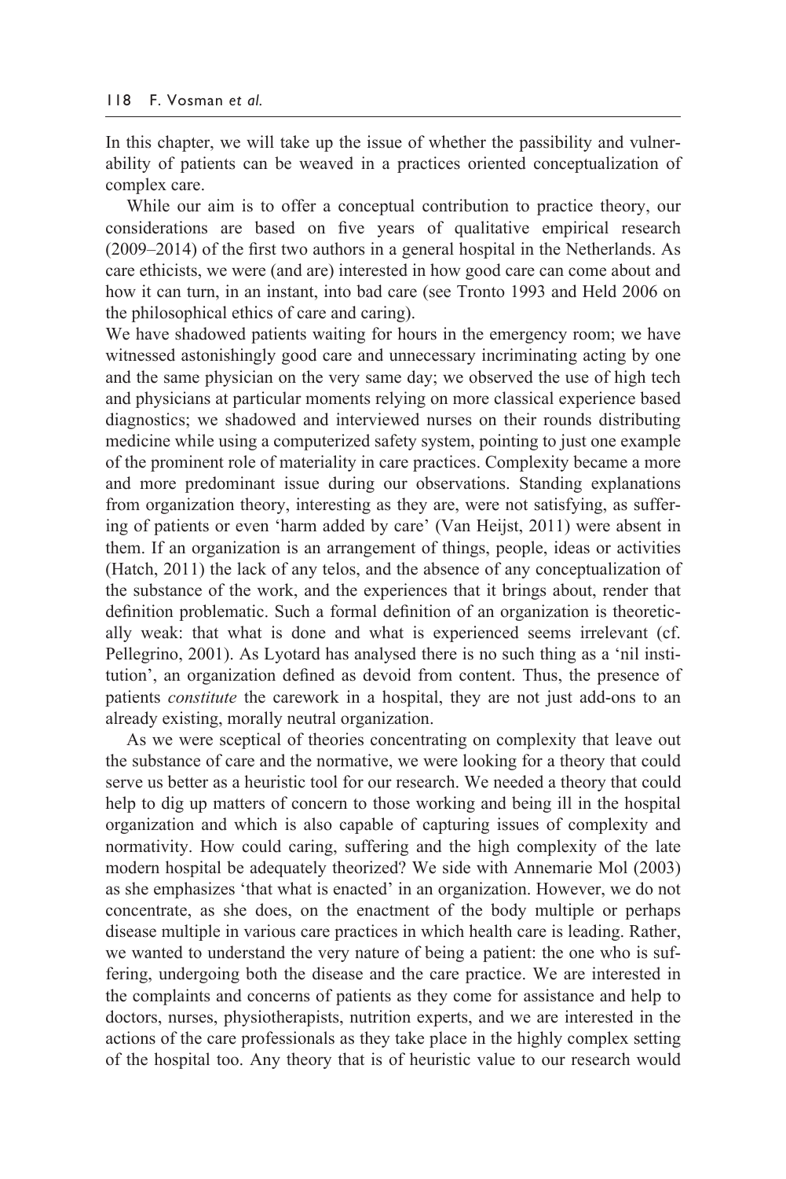In this chapter, we will take up the issue of whether the passibility and vulnerability of patients can be weaved in a practices oriented conceptualization of complex care.

While our aim is to offer a conceptual contribution to practice theory, our considerations are based on five years of qualitative empirical research (2009–2014) of the first two authors in a general hospital in the Netherlands. As care ethicists, we were (and are) interested in how good care can come about and how it can turn, in an instant, into bad care (see Tronto 1993 and Held 2006 on the philosophical ethics of care and caring).

We have shadowed patients waiting for hours in the emergency room; we have witnessed astonishingly good care and unnecessary incriminating acting by one and the same physician on the very same day; we observed the use of high tech and physicians at particular moments relying on more classical experience based diagnostics; we shadowed and interviewed nurses on their rounds distributing medicine while using a computerized safety system, pointing to just one example of the prominent role of materiality in care practices. Complexity became a more and more predominant issue during our observations. Standing explanations from organization theory, interesting as they are, were not satisfying, as suffering of patients or even 'harm added by care' (Van Heijst, 2011) were absent in them. If an organization is an arrangement of things, people, ideas or activities (Hatch, 2011) the lack of any telos, and the absence of any conceptualization of the substance of the work, and the experiences that it brings about, render that definition problematic. Such a formal definition of an organization is theoretically weak: that what is done and what is experienced seems irrelevant (cf. Pellegrino, 2001). As Lyotard has analysed there is no such thing as a 'nil institution', an organization defined as devoid from content. Thus, the presence of patients *constitute* the carework in a hospital, they are not just add-ons to an already existing, morally neutral organization.

As we were sceptical of theories concentrating on complexity that leave out the substance of care and the normative, we were looking for a theory that could serve us better as a heuristic tool for our research. We needed a theory that could help to dig up matters of concern to those working and being ill in the hospital organization and which is also capable of capturing issues of complexity and normativity. How could caring, suffering and the high complexity of the late modern hospital be adequately theorized? We side with Annemarie Mol (2003) as she emphasizes 'that what is enacted' in an organization. However, we do not concentrate, as she does, on the enactment of the body multiple or perhaps disease multiple in various care practices in which health care is leading. Rather, we wanted to understand the very nature of being a patient: the one who is suffering, undergoing both the disease and the care practice. We are interested in the complaints and concerns of patients as they come for assistance and help to doctors, nurses, physiotherapists, nutrition experts, and we are interested in the actions of the care professionals as they take place in the highly complex setting of the hospital too. Any theory that is of heuristic value to our research would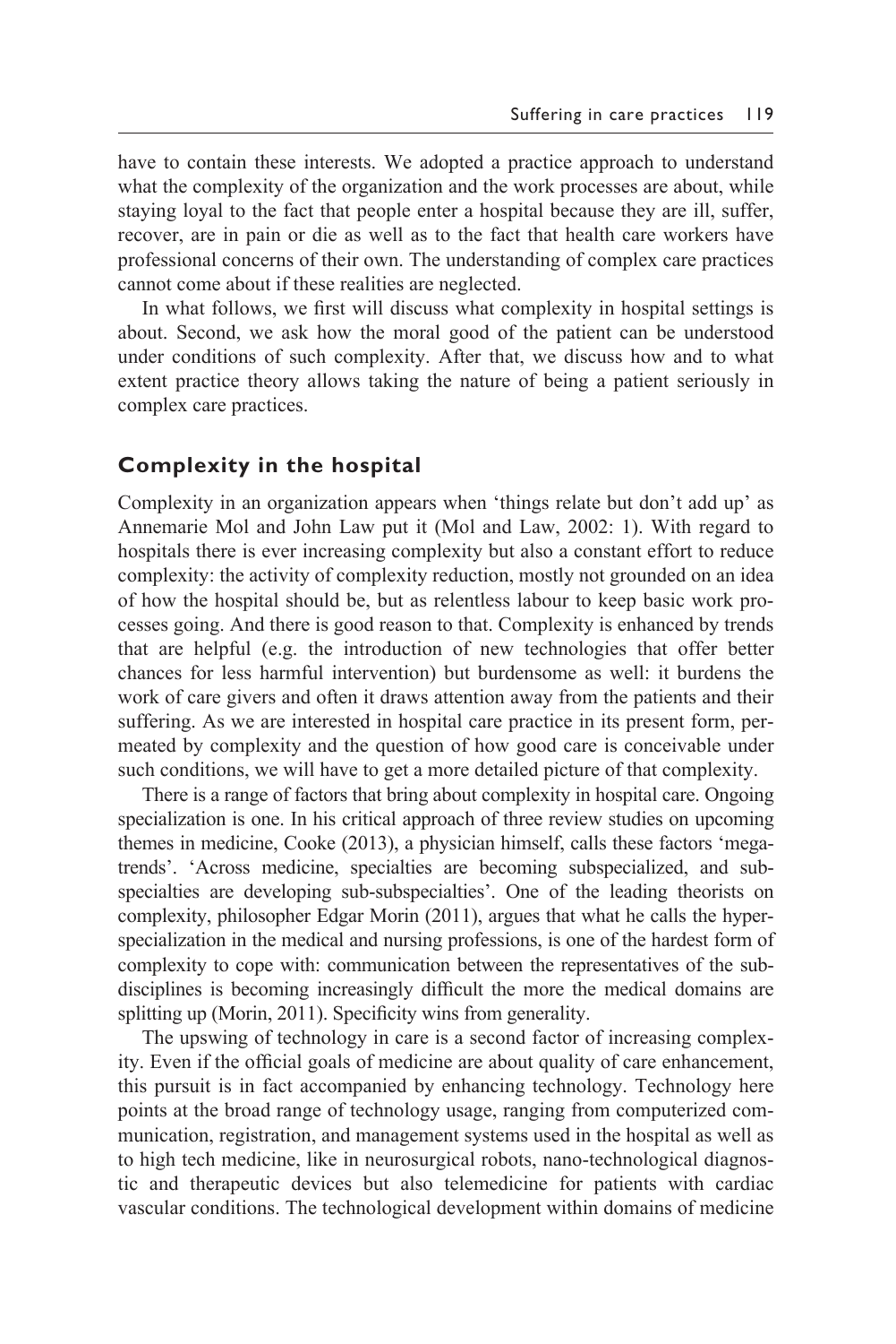have to contain these interests. We adopted a practice approach to understand what the complexity of the organization and the work processes are about, while staying loyal to the fact that people enter a hospital because they are ill, suffer, recover, are in pain or die as well as to the fact that health care workers have professional concerns of their own. The understanding of complex care practices cannot come about if these realities are neglected.

In what follows, we first will discuss what complexity in hospital settings is about. Second, we ask how the moral good of the patient can be understood under conditions of such complexity. After that, we discuss how and to what extent practice theory allows taking the nature of being a patient seriously in complex care practices.

## Complexity in the hospital

Complexity in an organization appears when 'things relate but don't add up' as Annemarie Mol and John Law put it (Mol and Law, 2002: 1). With regard to hospitals there is ever increasing complexity but also a constant effort to reduce complexity: the activity of complexity reduction, mostly not grounded on an idea of how the hospital should be, but as relentless labour to keep basic work processes going. And there is good reason to that. Complexity is enhanced by trends that are helpful (e.g. the introduction of new technologies that offer better chances for less harmful intervention) but burdensome as well: it burdens the work of care givers and often it draws attention away from the patients and their suffering. As we are interested in hospital care practice in its present form, permeated by complexity and the question of how good care is conceivable under such conditions, we will have to get a more detailed picture of that complexity.

There is a range of factors that bring about complexity in hospital care. Ongoing specialization is one. In his critical approach of three review studies on upcoming themes in medicine, Cooke (2013), a physician himself, calls these factors 'megatrends'. 'Across medicine, specialties are becoming subspecialized, and subspecialties are developing sub-subspecialties'. One of the leading theorists on complexity, philosopher Edgar Morin (2011), argues that what he calls the hyperspecialization in the medical and nursing professions, is one of the hardest form of complexity to cope with: communication between the representatives of the subdisciplines is becoming increasingly difficult the more the medical domains are splitting up (Morin, 2011). Specificity wins from generality.

The upswing of technology in care is a second factor of increasing complexity. Even if the official goals of medicine are about quality of care enhancement, this pursuit is in fact accompanied by enhancing technology. Technology here points at the broad range of technology usage, ranging from computerized communication, registration, and management systems used in the hospital as well as to high tech medicine, like in neurosurgical robots, nano-technological diagnostic and therapeutic devices but also telemedicine for patients with cardiac vascular conditions. The technological development within domains of medicine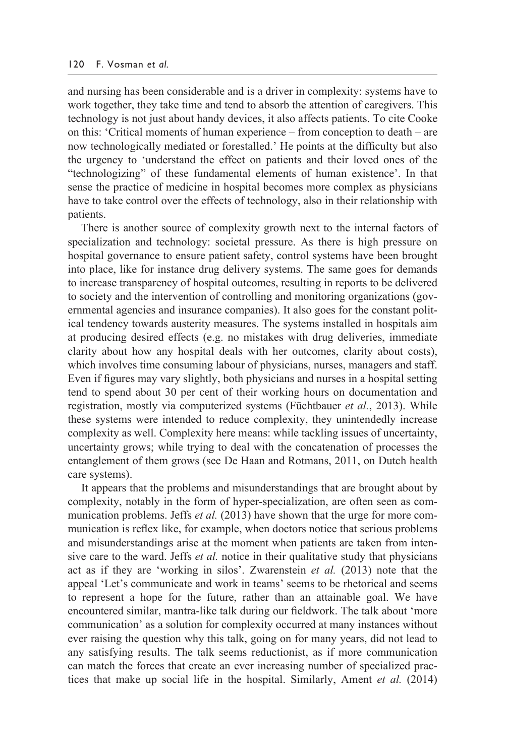and nursing has been considerable and is a driver in complexity: systems have to work together, they take time and tend to absorb the attention of caregivers. This technology is not just about handy devices, it also affects patients. To cite Cooke on this: 'Critical moments of human experience – from conception to death – are now technologically mediated or forestalled.' He points at the difficulty but also the urgency to 'understand the effect on patients and their loved ones of the "technologizing" of these fundamental elements of human existence'. In that sense the practice of medicine in hospital becomes more complex as physicians have to take control over the effects of technology, also in their relationship with patients.

There is another source of complexity growth next to the internal factors of specialization and technology: societal pressure. As there is high pressure on hospital governance to ensure patient safety, control systems have been brought into place, like for instance drug delivery systems. The same goes for demands to increase transparency of hospital outcomes, resulting in reports to be delivered to society and the intervention of controlling and monitoring organizations (governmental agencies and insurance companies). It also goes for the constant political tendency towards austerity measures. The systems installed in hospitals aim at producing desired effects (e.g. no mistakes with drug deliveries, immediate clarity about how any hospital deals with her outcomes, clarity about costs), which involves time consuming labour of physicians, nurses, managers and staff. Even if figures may vary slightly, both physicians and nurses in a hospital setting tend to spend about 30 per cent of their working hours on documentation and registration, mostly via computerized systems (Füchtbauer *et al.*, 2013). While these systems were intended to reduce complexity, they unintendedly increase complexity as well. Complexity here means: while tackling issues of uncertainty, uncertainty grows; while trying to deal with the concatenation of processes the entanglement of them grows (see De Haan and Rotmans, 2011, on Dutch health care systems).

It appears that the problems and misunderstandings that are brought about by complexity, notably in the form of hyper-specialization, are often seen as communication problems. Jeffs *et al.* (2013) have shown that the urge for more communication is reflex like, for example, when doctors notice that serious problems and misunderstandings arise at the moment when patients are taken from intensive care to the ward. Jeffs *et al.* notice in their qualitative study that physicians act as if they are 'working in silos'. Zwarenstein *et al.* (2013) note that the appeal 'Let's communicate and work in teams' seems to be rhetorical and seems to represent a hope for the future, rather than an attainable goal. We have encountered similar, mantra-like talk during our fieldwork. The talk about 'more communication' as a solution for complexity occurred at many instances without ever raising the question why this talk, going on for many years, did not lead to any satisfying results. The talk seems reductionist, as if more communication can match the forces that create an ever increasing number of specialized practices that make up social life in the hospital. Similarly, Ament *et al.* (2014)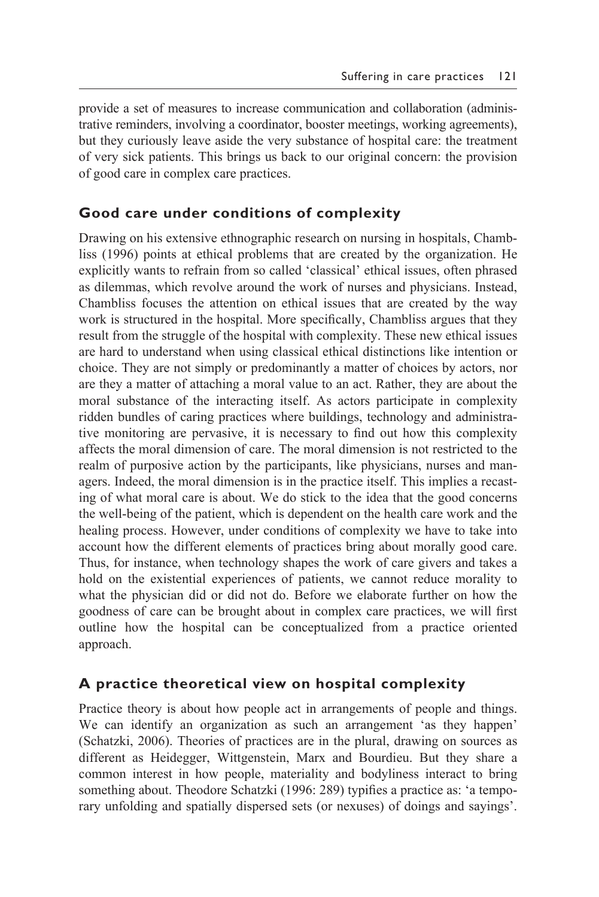provide a set of measures to increase communication and collaboration (administrative reminders, involving a coordinator, booster meetings, working agreements), but they curiously leave aside the very substance of hospital care: the treatment of very sick patients. This brings us back to our original concern: the provision of good care in complex care practices.

## Good care under conditions of complexity

Drawing on his extensive ethnographic research on nursing in hospitals, Chambliss (1996) points at ethical problems that are created by the organization. He explicitly wants to refrain from so called 'classical' ethical issues, often phrased as dilemmas, which revolve around the work of nurses and physicians. Instead, Chambliss focuses the attention on ethical issues that are created by the way work is structured in the hospital. More specifically, Chambliss argues that they result from the struggle of the hospital with complexity. These new ethical issues are hard to understand when using classical ethical distinctions like intention or choice. They are not simply or predominantly a matter of choices by actors, nor are they a matter of attaching a moral value to an act. Rather, they are about the moral substance of the interacting itself. As actors participate in complexity ridden bundles of caring practices where buildings, technology and administrative monitoring are pervasive, it is necessary to find out how this complexity affects the moral dimension of care. The moral dimension is not restricted to the realm of purposive action by the participants, like physicians, nurses and managers. Indeed, the moral dimension is in the practice itself. This implies a recasting of what moral care is about. We do stick to the idea that the good concerns the well-being of the patient, which is dependent on the health care work and the healing process. However, under conditions of complexity we have to take into account how the different elements of practices bring about morally good care. Thus, for instance, when technology shapes the work of care givers and takes a hold on the existential experiences of patients, we cannot reduce morality to what the physician did or did not do. Before we elaborate further on how the goodness of care can be brought about in complex care practices, we will first outline how the hospital can be conceptualized from a practice oriented approach.

## A practice theoretical view on hospital complexity

Practice theory is about how people act in arrangements of people and things. We can identify an organization as such an arrangement 'as they happen' (Schatzki, 2006). Theories of practices are in the plural, drawing on sources as different as Heidegger, Wittgenstein, Marx and Bourdieu. But they share a common interest in how people, materiality and bodyliness interact to bring something about. Theodore Schatzki (1996: 289) typifies a practice as: 'a temporary unfolding and spatially dispersed sets (or nexuses) of doings and sayings'.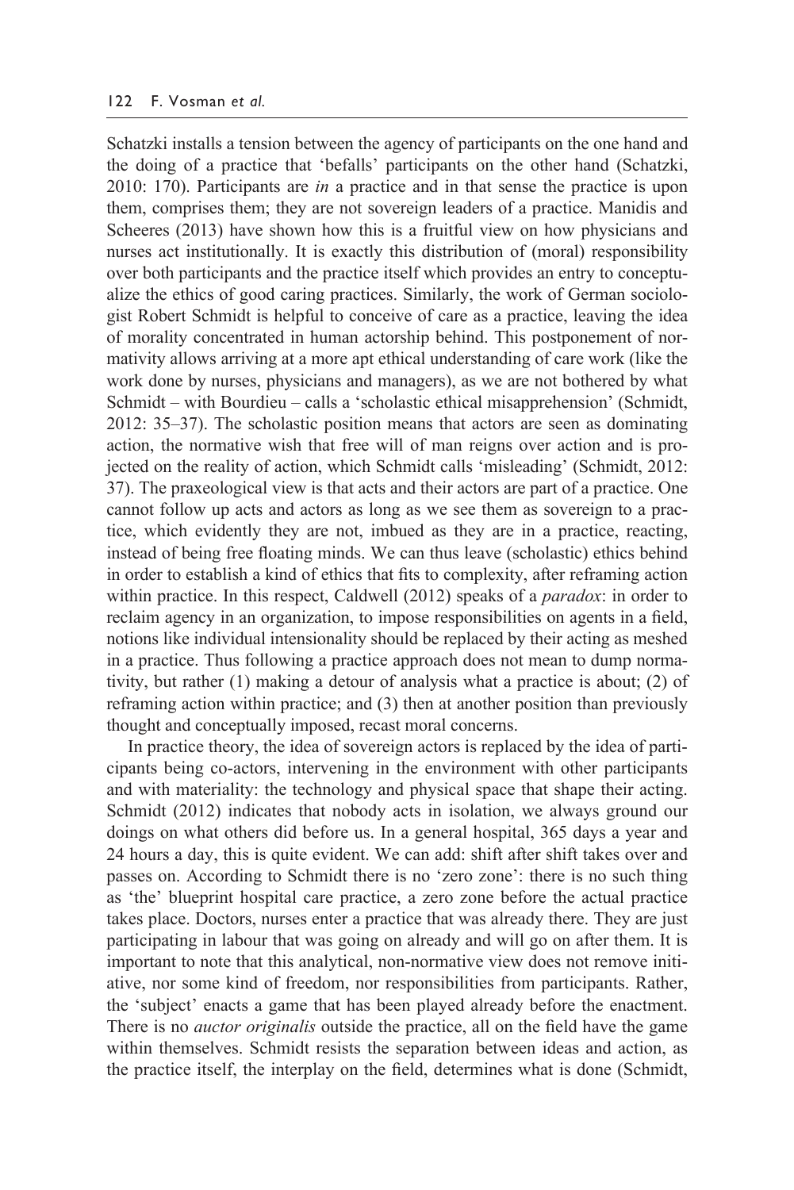Schatzki installs a tension between the agency of participants on the one hand and the doing of a practice that 'befalls' participants on the other hand (Schatzki, 2010: 170). Participants are *in* a practice and in that sense the practice is upon them, comprises them; they are not sovereign leaders of a practice. Manidis and Scheeres (2013) have shown how this is a fruitful view on how physicians and nurses act institutionally. It is exactly this distribution of (moral) responsibility over both participants and the practice itself which provides an entry to conceptualize the ethics of good caring practices. Similarly, the work of German sociologist Robert Schmidt is helpful to conceive of care as a practice, leaving the idea of morality concentrated in human actorship behind. This postponement of normativity allows arriving at a more apt ethical understanding of care work (like the work done by nurses, physicians and managers), as we are not bothered by what Schmidt – with Bourdieu – calls a 'scholastic ethical misapprehension' (Schmidt, 2012: 35–37). The scholastic position means that actors are seen as dominating action, the normative wish that free will of man reigns over action and is projected on the reality of action, which Schmidt calls 'misleading' (Schmidt, 2012: 37). The praxeological view is that acts and their actors are part of a practice. One cannot follow up acts and actors as long as we see them as sovereign to a practice, which evidently they are not, imbued as they are in a practice, reacting, instead of being free floating minds. We can thus leave (scholastic) ethics behind in order to establish a kind of ethics that fits to complexity, after reframing action within practice. In this respect, Caldwell (2012) speaks of a *paradox*: in order to reclaim agency in an organization, to impose responsibilities on agents in a field, notions like individual intensionality should be replaced by their acting as meshed in a practice. Thus following a practice approach does not mean to dump normativity, but rather (1) making a detour of analysis what a practice is about; (2) of reframing action within practice; and (3) then at another position than previously thought and conceptually imposed, recast moral concerns.

In practice theory, the idea of sovereign actors is replaced by the idea of participants being co-actors, intervening in the environment with other participants and with materiality: the technology and physical space that shape their acting. Schmidt (2012) indicates that nobody acts in isolation, we always ground our doings on what others did before us. In a general hospital, 365 days a year and 24 hours a day, this is quite evident. We can add: shift after shift takes over and passes on. According to Schmidt there is no 'zero zone': there is no such thing as 'the' blueprint hospital care practice, a zero zone before the actual practice takes place. Doctors, nurses enter a practice that was already there. They are just participating in labour that was going on already and will go on after them. It is important to note that this analytical, non-normative view does not remove initiative, nor some kind of freedom, nor responsibilities from participants. Rather, the 'subject' enacts a game that has been played already before the enactment. There is no *auctor originalis* outside the practice, all on the field have the game within themselves. Schmidt resists the separation between ideas and action, as the practice itself, the interplay on the field, determines what is done (Schmidt,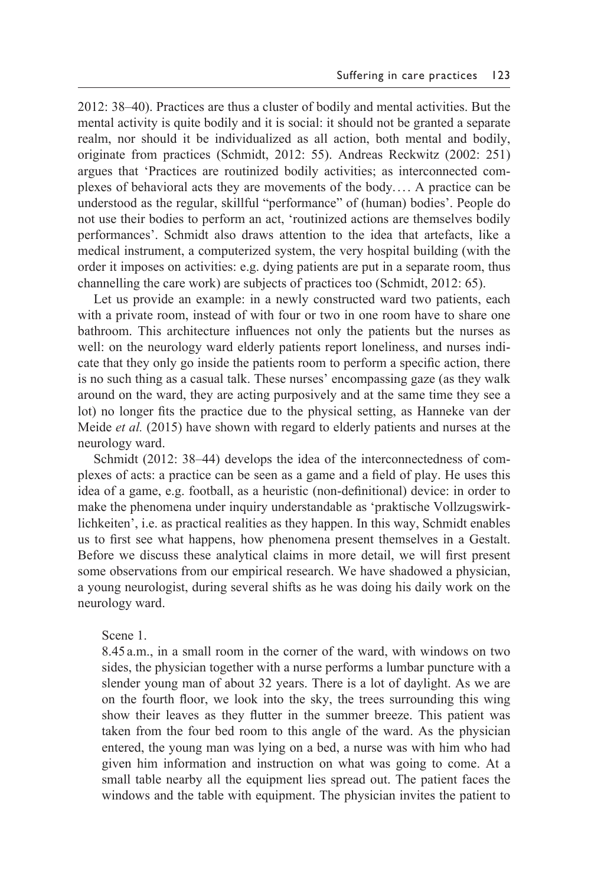2012: 38–40). Practices are thus a cluster of bodily and mental activities. But the mental activity is quite bodily and it is social: it should not be granted a separate realm, nor should it be individualized as all action, both mental and bodily, originate from practices (Schmidt, 2012: 55). Andreas Reckwitz (2002: 251) argues that 'Practices are routinized bodily activities; as interconnected complexes of behavioral acts they are movements of the body.… A practice can be understood as the regular, skillful "performance" of (human) bodies'. People do not use their bodies to perform an act, 'routinized actions are themselves bodily performances'. Schmidt also draws attention to the idea that artefacts, like a medical instrument, a computerized system, the very hospital building (with the order it imposes on activities: e.g. dying patients are put in a separate room, thus channelling the care work) are subjects of practices too (Schmidt, 2012: 65).

Let us provide an example: in a newly constructed ward two patients, each with a private room, instead of with four or two in one room have to share one bathroom. This architecture influences not only the patients but the nurses as well: on the neurology ward elderly patients report loneliness, and nurses indicate that they only go inside the patients room to perform a specific action, there is no such thing as a casual talk. These nurses' encompassing gaze (as they walk around on the ward, they are acting purposively and at the same time they see a lot) no longer fits the practice due to the physical setting, as Hanneke van der Meide *et al.* (2015) have shown with regard to elderly patients and nurses at the neurology ward.

Schmidt (2012: 38–44) develops the idea of the interconnectedness of complexes of acts: a practice can be seen as a game and a field of play. He uses this idea of a game, e.g. football, as a heuristic (non-definitional) device: in order to make the phenomena under inquiry understandable as 'praktische Vollzugswirklichkeiten', i.e. as practical realities as they happen. In this way, Schmidt enables us to first see what happens, how phenomena present themselves in a Gestalt. Before we discuss these analytical claims in more detail, we will first present some observations from our empirical research. We have shadowed a physician, a young neurologist, during several shifts as he was doing his daily work on the neurology ward.

> Scene 1.
> 8.45 a.m., in a small room in the corner of the ward, with windows on two sides, the physician together with a nurse performs a lumbar puncture with a slender young man of about 32 years. There is a lot of daylight. As we are on the fourth floor, we look into the sky, the trees surrounding this wing show their leaves as they flutter in the summer breeze. This patient was taken from the four bed room to this angle of the ward. As the physician entered, the young man was lying on a bed, a nurse was with him who had given him information and instruction on what was going to come. At a small table nearby all the equipment lies spread out. The patient faces the windows and the table with equipment. The physician invites the patient to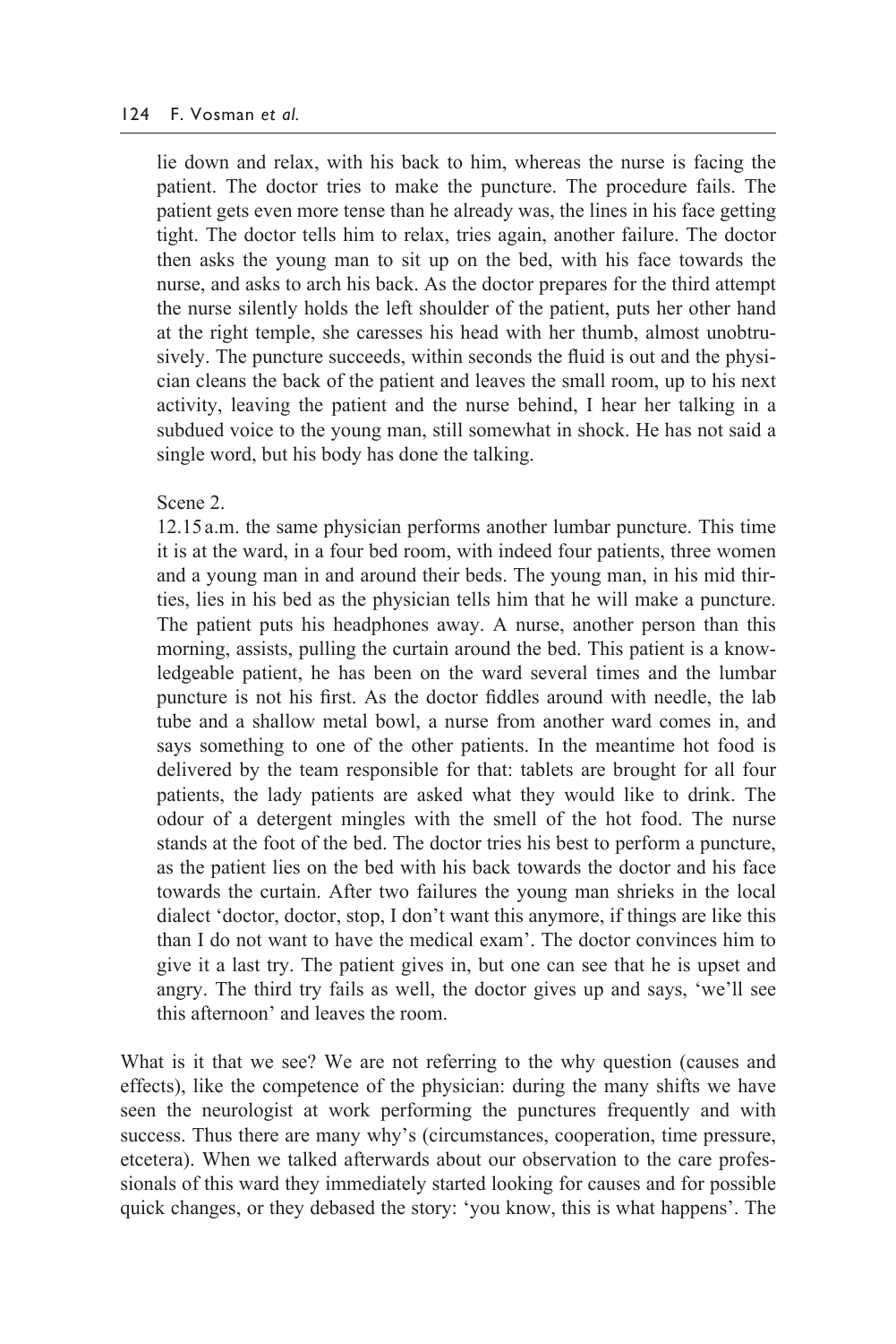lie down and relax, with his back to him, whereas the nurse is facing the patient. The doctor tries to make the puncture. The procedure fails. The patient gets even more tense than he already was, the lines in his face getting tight. The doctor tells him to relax, tries again, another failure. The doctor then asks the young man to sit up on the bed, with his face towards the nurse, and asks to arch his back. As the doctor prepares for the third attempt the nurse silently holds the left shoulder of the patient, puts her other hand at the right temple, she caresses his head with her thumb, almost unobtrusively. The puncture succeeds, within seconds the fluid is out and the physician cleans the back of the patient and leaves the small room, up to his next activity, leaving the patient and the nurse behind, I hear her talking in a subdued voice to the young man, still somewhat in shock. He has not said a single word, but his body has done the talking.

Scene 2.

12.15 a.m. the same physician performs another lumbar puncture. This time it is at the ward, in a four bed room, with indeed four patients, three women and a young man in and around their beds. The young man, in his mid thirties, lies in his bed as the physician tells him that he will make a puncture. The patient puts his headphones away. A nurse, another person than this morning, assists, pulling the curtain around the bed. This patient is a knowledgeable patient, he has been on the ward several times and the lumbar puncture is not his first. As the doctor fiddles around with needle, the lab tube and a shallow metal bowl, a nurse from another ward comes in, and says something to one of the other patients. In the meantime hot food is delivered by the team responsible for that: tablets are brought for all four patients, the lady patients are asked what they would like to drink. The odour of a detergent mingles with the smell of the hot food. The nurse stands at the foot of the bed. The doctor tries his best to perform a puncture, as the patient lies on the bed with his back towards the doctor and his face towards the curtain. After two failures the young man shrieks in the local dialect 'doctor, doctor, stop, I don't want this anymore, if things are like this than I do not want to have the medical exam'. The doctor convinces him to give it a last try. The patient gives in, but one can see that he is upset and angry. The third try fails as well, the doctor gives up and says, 'we'll see this afternoon' and leaves the room.

What is it that we see? We are not referring to the why question (causes and effects), like the competence of the physician: during the many shifts we have seen the neurologist at work performing the punctures frequently and with success. Thus there are many why's (circumstances, cooperation, time pressure, etcetera). When we talked afterwards about our observation to the care professionals of this ward they immediately started looking for causes and for possible quick changes, or they debased the story: 'you know, this is what happens'. The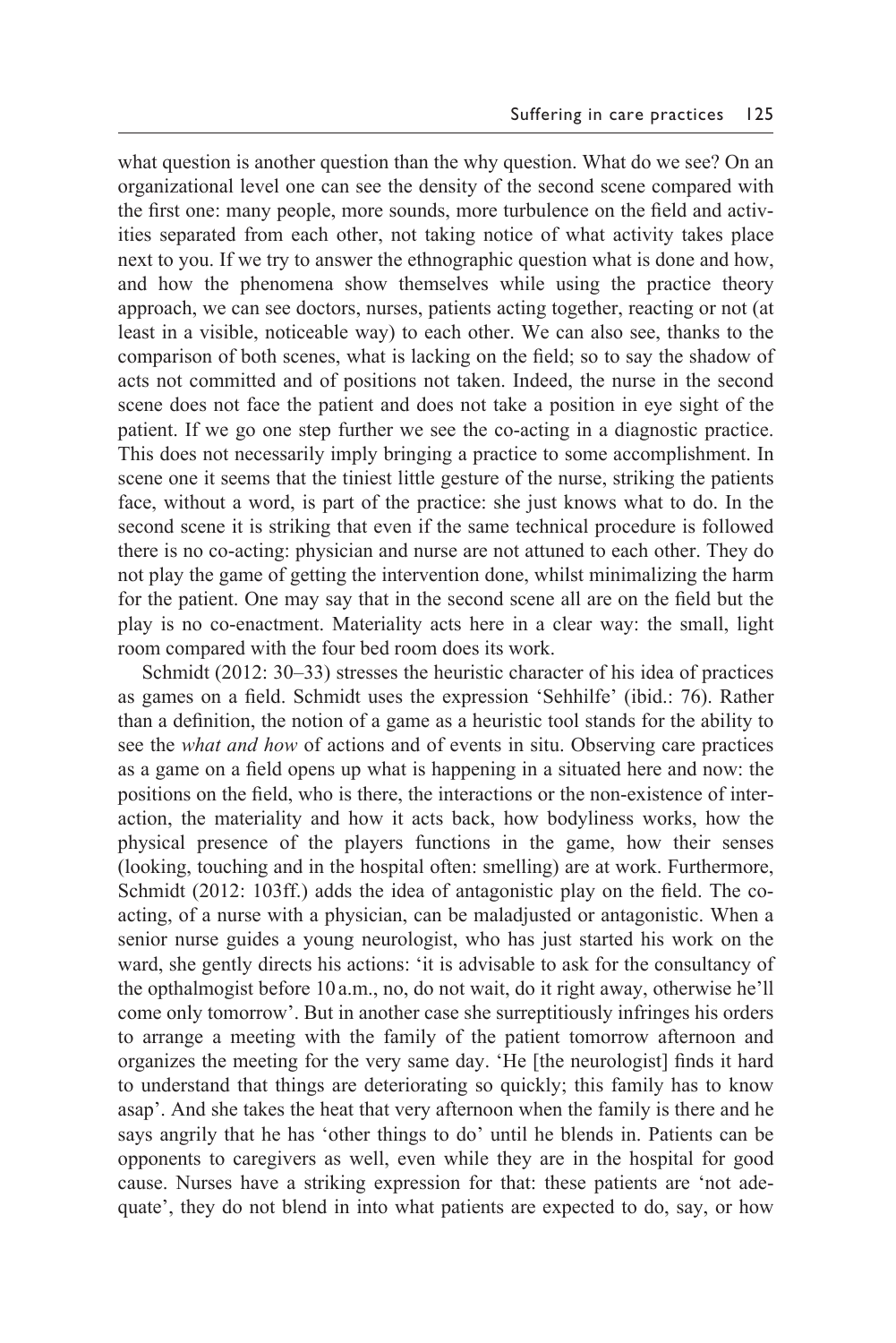what question is another question than the why question. What do we see? On an organizational level one can see the density of the second scene compared with the first one: many people, more sounds, more turbulence on the field and activities separated from each other, not taking notice of what activity takes place next to you. If we try to answer the ethnographic question what is done and how, and how the phenomena show themselves while using the practice theory approach, we can see doctors, nurses, patients acting together, reacting or not (at least in a visible, noticeable way) to each other. We can also see, thanks to the comparison of both scenes, what is lacking on the field; so to say the shadow of acts not committed and of positions not taken. Indeed, the nurse in the second scene does not face the patient and does not take a position in eye sight of the patient. If we go one step further we see the co-acting in a diagnostic practice. This does not necessarily imply bringing a practice to some accomplishment. In scene one it seems that the tiniest little gesture of the nurse, striking the patients face, without a word, is part of the practice: she just knows what to do. In the second scene it is striking that even if the same technical procedure is followed there is no co-acting: physician and nurse are not attuned to each other. They do not play the game of getting the intervention done, whilst minimalizing the harm for the patient. One may say that in the second scene all are on the field but the play is no co-enactment. Materiality acts here in a clear way: the small, light room compared with the four bed room does its work.

Schmidt (2012: 30–33) stresses the heuristic character of his idea of practices as games on a field. Schmidt uses the expression 'Sehhilfe' (ibid.: 76). Rather than a definition, the notion of a game as a heuristic tool stands for the ability to see the *what and how* of actions and of events in situ. Observing care practices as a game on a field opens up what is happening in a situated here and now: the positions on the field, who is there, the interactions or the non-existence of interaction, the materiality and how it acts back, how bodyliness works, how the physical presence of the players functions in the game, how their senses (looking, touching and in the hospital often: smelling) are at work. Furthermore, Schmidt (2012: 103ff.) adds the idea of antagonistic play on the field. The co-acting, of a nurse with a physician, can be maladjusted or antagonistic. When a senior nurse guides a young neurologist, who has just started his work on the ward, she gently directs his actions: 'it is advisable to ask for the consultancy of the opthalmogist before 10 a.m., no, do not wait, do it right away, otherwise he'll come only tomorrow'. But in another case she surreptitiously infringes his orders to arrange a meeting with the family of the patient tomorrow afternoon and organizes the meeting for the very same day. 'He [the neurologist] finds it hard to understand that things are deteriorating so quickly; this family has to know asap'. And she takes the heat that very afternoon when the family is there and he says angrily that he has 'other things to do' until he blends in. Patients can be opponents to caregivers as well, even while they are in the hospital for good cause. Nurses have a striking expression for that: these patients are 'not adequate', they do not blend in into what patients are expected to do, say, or how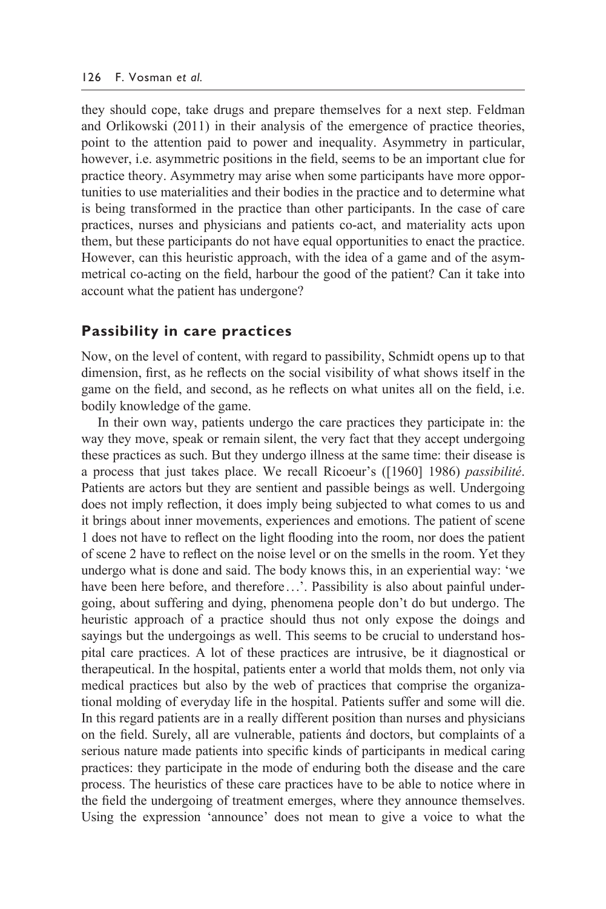they should cope, take drugs and prepare themselves for a next step. Feldman and Orlikowski (2011) in their analysis of the emergence of practice theories, point to the attention paid to power and inequality. Asymmetry in particular, however, i.e. asymmetric positions in the field, seems to be an important clue for practice theory. Asymmetry may arise when some participants have more opportunities to use materialities and their bodies in the practice and to determine what is being transformed in the practice than other participants. In the case of care practices, nurses and physicians and patients co-act, and materiality acts upon them, but these participants do not have equal opportunities to enact the practice. However, can this heuristic approach, with the idea of a game and of the asymmetrical co-acting on the field, harbour the good of the patient? Can it take into account what the patient has undergone?

## Passibility in care practices

Now, on the level of content, with regard to passibility, Schmidt opens up to that dimension, first, as he reflects on the social visibility of what shows itself in the game on the field, and second, as he reflects on what unites all on the field, i.e. bodily knowledge of the game.

In their own way, patients undergo the care practices they participate in: the way they move, speak or remain silent, the very fact that they accept undergoing these practices as such. But they undergo illness at the same time: their disease is a process that just takes place. We recall Ricoeur's ([1960] 1986) *passibilité*. Patients are actors but they are sentient and passible beings as well. Undergoing does not imply reflection, it does imply being subjected to what comes to us and it brings about inner movements, experiences and emotions. The patient of scene 1 does not have to reflect on the light flooding into the room, nor does the patient of scene 2 have to reflect on the noise level or on the smells in the room. Yet they undergo what is done and said. The body knows this, in an experiential way: 'we have been here before, and therefore…'. Passibility is also about painful undergoing, about suffering and dying, phenomena people don't do but undergo. The heuristic approach of a practice should thus not only expose the doings and sayings but the undergoings as well. This seems to be crucial to understand hospital care practices. A lot of these practices are intrusive, be it diagnostical or therapeutical. In the hospital, patients enter a world that molds them, not only via medical practices but also by the web of practices that comprise the organizational molding of everyday life in the hospital. Patients suffer and some will die. In this regard patients are in a really different position than nurses and physicians on the field. Surely, all are vulnerable, patients ánd doctors, but complaints of a serious nature made patients into specific kinds of participants in medical caring practices: they participate in the mode of enduring both the disease and the care process. The heuristics of these care practices have to be able to notice where in the field the undergoing of treatment emerges, where they announce themselves. Using the expression 'announce' does not mean to give a voice to what the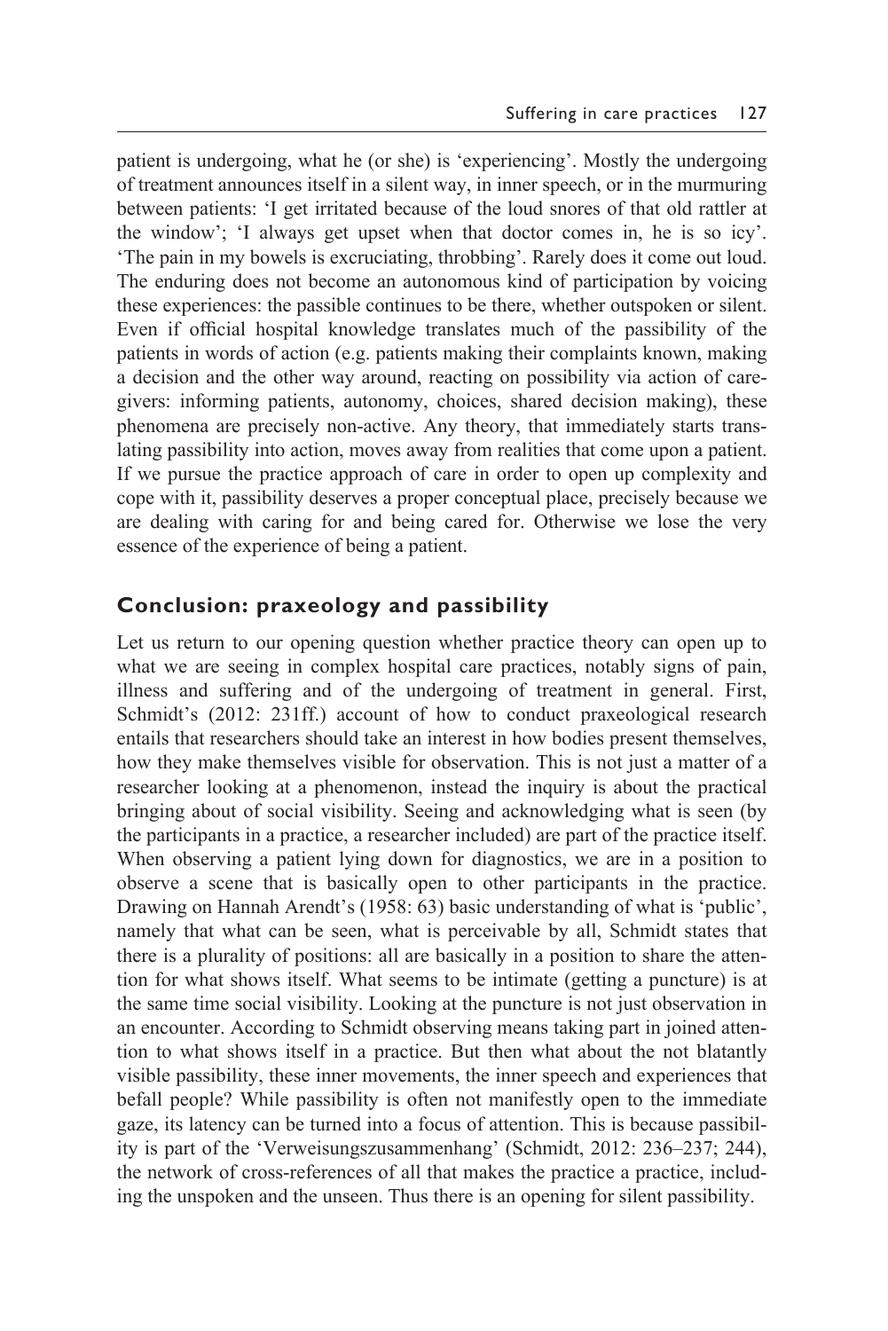patient is undergoing, what he (or she) is 'experiencing'. Mostly the undergoing of treatment announces itself in a silent way, in inner speech, or in the murmuring between patients: 'I get irritated because of the loud snores of that old rattler at the window'; 'I always get upset when that doctor comes in, he is so icy'. 'The pain in my bowels is excruciating, throbbing'. Rarely does it come out loud. The enduring does not become an autonomous kind of participation by voicing these experiences: the passible continues to be there, whether outspoken or silent. Even if official hospital knowledge translates much of the passibility of the patients in words of action (e.g. patients making their complaints known, making a decision and the other way around, reacting on possibility via action of caregivers: informing patients, autonomy, choices, shared decision making), these phenomena are precisely non-active. Any theory, that immediately starts translating passibility into action, moves away from realities that come upon a patient. If we pursue the practice approach of care in order to open up complexity and cope with it, passibility deserves a proper conceptual place, precisely because we are dealing with caring for and being cared for. Otherwise we lose the very essence of the experience of being a patient.

## Conclusion: praxeology and passibility

Let us return to our opening question whether practice theory can open up to what we are seeing in complex hospital care practices, notably signs of pain, illness and suffering and of the undergoing of treatment in general. First, Schmidt's (2012: 231ff.) account of how to conduct praxeological research entails that researchers should take an interest in how bodies present themselves, how they make themselves visible for observation. This is not just a matter of a researcher looking at a phenomenon, instead the inquiry is about the practical bringing about of social visibility. Seeing and acknowledging what is seen (by the participants in a practice, a researcher included) are part of the practice itself. When observing a patient lying down for diagnostics, we are in a position to observe a scene that is basically open to other participants in the practice. Drawing on Hannah Arendt's (1958: 63) basic understanding of what is 'public', namely that what can be seen, what is perceivable by all, Schmidt states that there is a plurality of positions: all are basically in a position to share the attention for what shows itself. What seems to be intimate (getting a puncture) is at the same time social visibility. Looking at the puncture is not just observation in an encounter. According to Schmidt observing means taking part in joined attention to what shows itself in a practice. But then what about the not blatantly visible passibility, these inner movements, the inner speech and experiences that befall people? While passibility is often not manifestly open to the immediate gaze, its latency can be turned into a focus of attention. This is because passibility is part of the 'Verweisungszusammenhang' (Schmidt, 2012: 236–237; 244), the network of cross-references of all that makes the practice a practice, including the unspoken and the unseen. Thus there is an opening for silent passibility.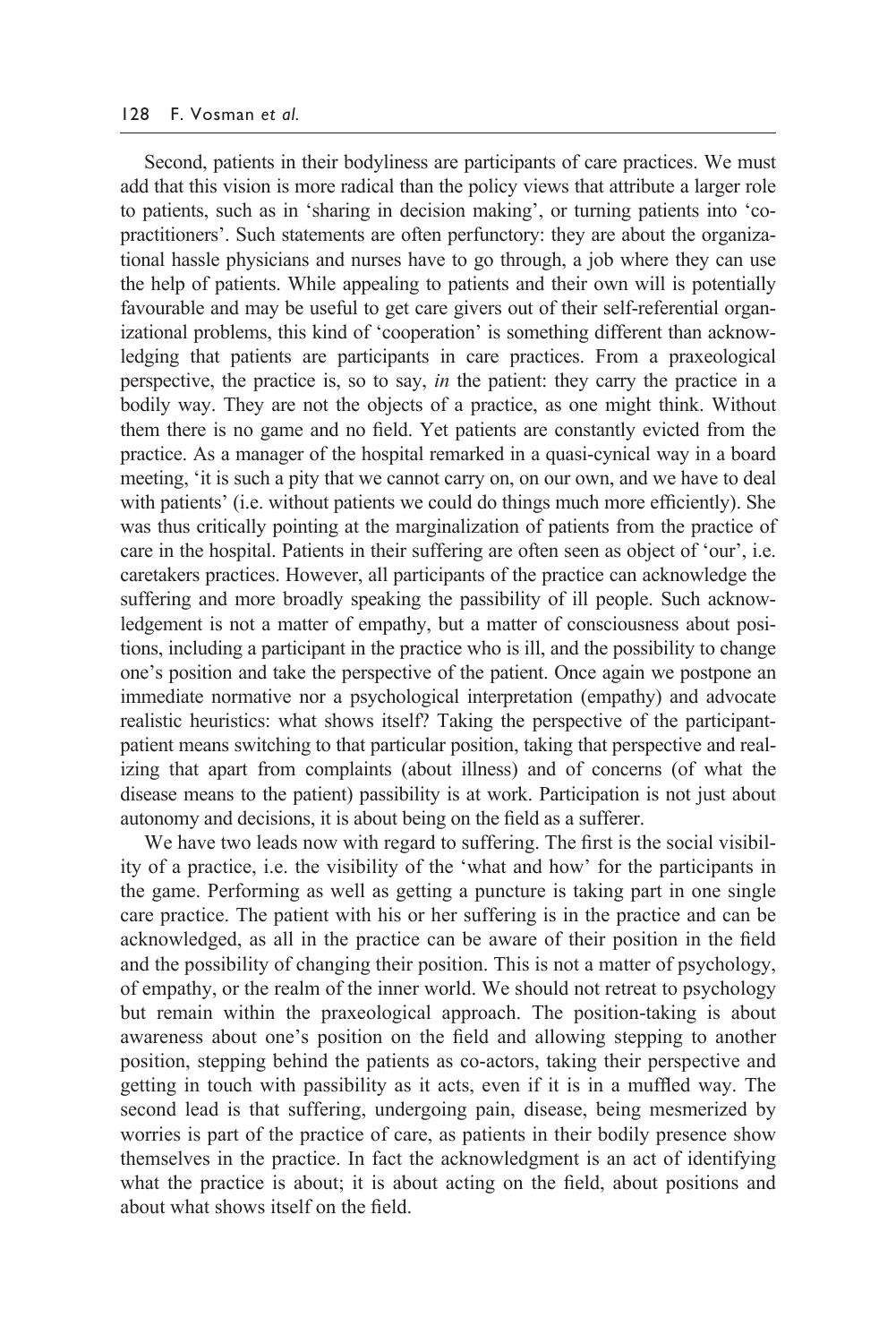Second, patients in their bodyliness are participants of care practices. We must add that this vision is more radical than the policy views that attribute a larger role to patients, such as in 'sharing in decision making', or turning patients into 'co-practitioners'. Such statements are often perfunctory: they are about the organizational hassle physicians and nurses have to go through, a job where they can use the help of patients. While appealing to patients and their own will is potentially favourable and may be useful to get care givers out of their self-referential organizational problems, this kind of 'cooperation' is something different than acknowledging that patients are participants in care practices. From a praxeological perspective, the practice is, so to say, *in* the patient: they carry the practice in a bodily way. They are not the objects of a practice, as one might think. Without them there is no game and no field. Yet patients are constantly evicted from the practice. As a manager of the hospital remarked in a quasi-cynical way in a board meeting, 'it is such a pity that we cannot carry on, on our own, and we have to deal with patients' (i.e. without patients we could do things much more efficiently). She was thus critically pointing at the marginalization of patients from the practice of care in the hospital. Patients in their suffering are often seen as object of 'our', i.e. caretakers practices. However, all participants of the practice can acknowledge the suffering and more broadly speaking the passibility of ill people. Such acknowledgement is not a matter of empathy, but a matter of consciousness about positions, including a participant in the practice who is ill, and the possibility to change one's position and take the perspective of the patient. Once again we postpone an immediate normative nor a psychological interpretation (empathy) and advocate realistic heuristics: what shows itself? Taking the perspective of the participant-patient means switching to that particular position, taking that perspective and realizing that apart from complaints (about illness) and of concerns (of what the disease means to the patient) passibility is at work. Participation is not just about autonomy and decisions, it is about being on the field as a sufferer.

We have two leads now with regard to suffering. The first is the social visibility of a practice, i.e. the visibility of the 'what and how' for the participants in the game. Performing as well as getting a puncture is taking part in one single care practice. The patient with his or her suffering is in the practice and can be acknowledged, as all in the practice can be aware of their position in the field and the possibility of changing their position. This is not a matter of psychology, of empathy, or the realm of the inner world. We should not retreat to psychology but remain within the praxeological approach. The position-taking is about awareness about one's position on the field and allowing stepping to another position, stepping behind the patients as co-actors, taking their perspective and getting in touch with passibility as it acts, even if it is in a muffled way. The second lead is that suffering, undergoing pain, disease, being mesmerized by worries is part of the practice of care, as patients in their bodily presence show themselves in the practice. In fact the acknowledgment is an act of identifying what the practice is about; it is about acting on the field, about positions and about what shows itself on the field.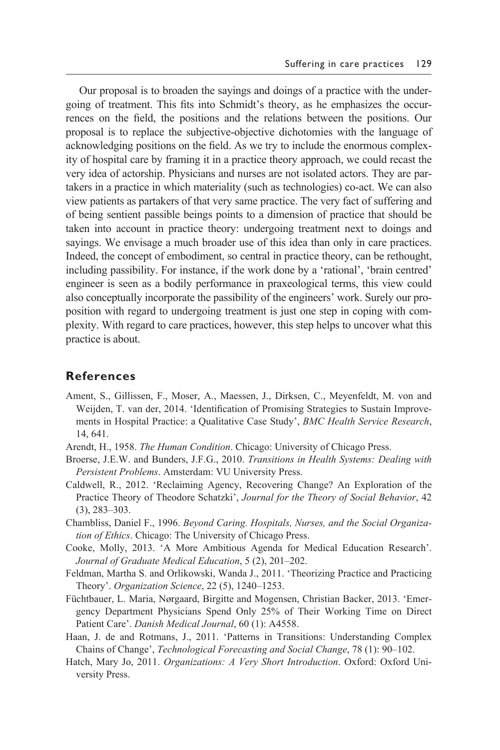Our proposal is to broaden the sayings and doings of a practice with the undergoing of treatment. This fits into Schmidt's theory, as he emphasizes the occurrences on the field, the positions and the relations between the positions. Our proposal is to replace the subjective-objective dichotomies with the language of acknowledging positions on the field. As we try to include the enormous complexity of hospital care by framing it in a practice theory approach, we could recast the very idea of actorship. Physicians and nurses are not isolated actors. They are partakers in a practice in which materiality (such as technologies) co-act. We can also view patients as partakers of that very same practice. The very fact of suffering and of being sentient passible beings points to a dimension of practice that should be taken into account in practice theory: undergoing treatment next to doings and sayings. We envisage a much broader use of this idea than only in care practices. Indeed, the concept of embodiment, so central in practice theory, can be rethought, including passibility. For instance, if the work done by a 'rational', 'brain centred' engineer is seen as a bodily performance in praxeological terms, this view could also conceptually incorporate the passibility of the engineers' work. Surely our proposition with regard to undergoing treatment is just one step in coping with complexity. With regard to care practices, however, this step helps to uncover what this practice is about.

## References

Ament, S., Gillissen, F., Moser, A., Maessen, J., Dirksen, C., Meyenfeldt, M. von and Weijden, T. van der, 2014. 'Identification of Promising Strategies to Sustain Improvements in Hospital Practice: a Qualitative Case Study', *BMC Health Service Research*, 14, 641.

Arendt, H., 1958. *The Human Condition*. Chicago: University of Chicago Press.

Broerse, J.E.W. and Bunders, J.F.G., 2010. *Transitions in Health Systems: Dealing with Persistent Problems*. Amsterdam: VU University Press.

Caldwell, R., 2012. 'Reclaiming Agency, Recovering Change? An Exploration of the Practice Theory of Theodore Schatzki', *Journal for the Theory of Social Behavior*, 42 (3), 283–303.

Chambliss, Daniel F., 1996. *Beyond Caring. Hospitals, Nurses, and the Social Organization of Ethics*. Chicago: The University of Chicago Press.

Cooke, Molly, 2013. 'A More Ambitious Agenda for Medical Education Research'. *Journal of Graduate Medical Education*, 5 (2), 201–202.

Feldman, Martha S. and Orlikowski, Wanda J., 2011. 'Theorizing Practice and Practicing Theory'. *Organization Science*, 22 (5), 1240–1253.

Füchtbauer, L. Maria, Nørgaard, Birgitte and Mogensen, Christian Backer, 2013. 'Emergency Department Physicians Spend Only 25% of Their Working Time on Direct Patient Care'. *Danish Medical Journal*, 60 (1): A4558.

Haan, J. de and Rotmans, J., 2011. 'Patterns in Transitions: Understanding Complex Chains of Change', *Technological Forecasting and Social Change*, 78 (1): 90–102.

Hatch, Mary Jo, 2011. *Organizations: A Very Short Introduction*. Oxford: Oxford University Press.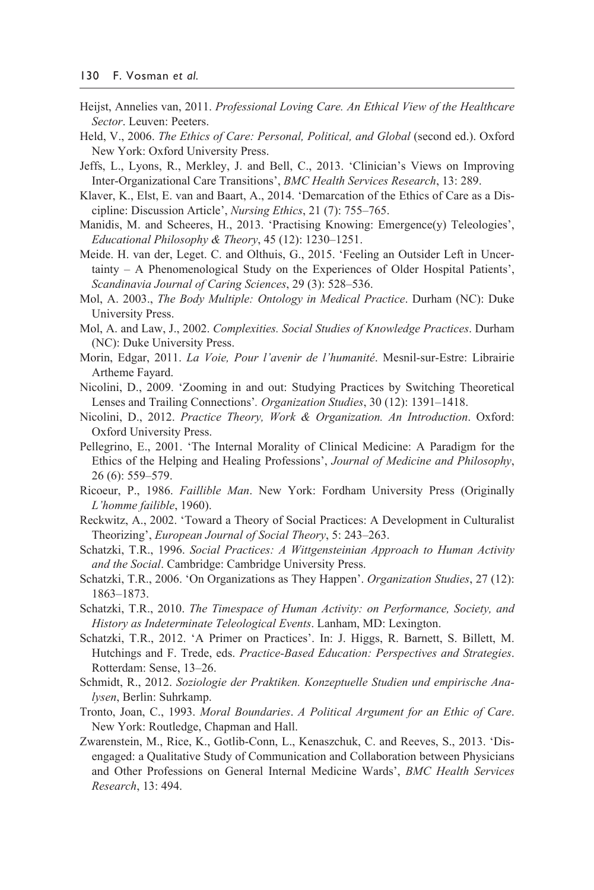Heijst, Annelies van, 2011. *Professional Loving Care. An Ethical View of the Healthcare Sector*. Leuven: Peeters.

Held, V., 2006. *The Ethics of Care: Personal, Political, and Global* (second ed.). Oxford New York: Oxford University Press.

Jeffs, L., Lyons, R., Merkley, J. and Bell, C., 2013. 'Clinician's Views on Improving Inter-Organizational Care Transitions', *BMC Health Services Research*, 13: 289.

Klaver, K., Elst, E. van and Baart, A., 2014. 'Demarcation of the Ethics of Care as a Discipline: Discussion Article', *Nursing Ethics*, 21 (7): 755–765.

Manidis, M. and Scheeres, H., 2013. 'Practising Knowing: Emergence(y) Teleologies', *Educational Philosophy & Theory*, 45 (12): 1230–1251.

Meide. H. van der, Leget. C. and Olthuis, G., 2015. 'Feeling an Outsider Left in Uncertainty – A Phenomenological Study on the Experiences of Older Hospital Patients', *Scandinavia Journal of Caring Sciences*, 29 (3): 528–536.

Mol, A. 2003., *The Body Multiple: Ontology in Medical Practice*. Durham (NC): Duke University Press.

Mol, A. and Law, J., 2002. *Complexities. Social Studies of Knowledge Practices*. Durham (NC): Duke University Press.

Morin, Edgar, 2011. *La Voie, Pour l'avenir de l'humanité*. Mesnil-sur-Estre: Librairie Artheme Fayard.

Nicolini, D., 2009. 'Zooming in and out: Studying Practices by Switching Theoretical Lenses and Trailing Connections'. *Organization Studies*, 30 (12): 1391–1418.

Nicolini, D., 2012. *Practice Theory, Work & Organization. An Introduction*. Oxford: Oxford University Press.

Pellegrino, E., 2001. 'The Internal Morality of Clinical Medicine: A Paradigm for the Ethics of the Helping and Healing Professions', *Journal of Medicine and Philosophy*, 26 (6): 559–579.

Ricoeur, P., 1986. *Faillible Man*. New York: Fordham University Press (Originally *L'homme failible*, 1960).

Reckwitz, A., 2002. 'Toward a Theory of Social Practices: A Development in Culturalist Theorizing', *European Journal of Social Theory*, 5: 243–263.

Schatzki, T.R., 1996. *Social Practices: A Wittgensteinian Approach to Human Activity and the Social*. Cambridge: Cambridge University Press.

Schatzki, T.R., 2006. 'On Organizations as They Happen'. *Organization Studies*, 27 (12): 1863–1873.

Schatzki, T.R., 2010. *The Timespace of Human Activity: on Performance, Society, and History as Indeterminate Teleological Events*. Lanham, MD: Lexington.

Schatzki, T.R., 2012. 'A Primer on Practices'. In: J. Higgs, R. Barnett, S. Billett, M. Hutchings and F. Trede, eds. *Practice-Based Education: Perspectives and Strategies*. Rotterdam: Sense, 13–26.

Schmidt, R., 2012. *Soziologie der Praktiken. Konzeptuelle Studien und empirische Analysen*, Berlin: Suhrkamp.

Tronto, Joan, C., 1993. *Moral Boundaries*. *A Political Argument for an Ethic of Care*. New York: Routledge, Chapman and Hall.

Zwarenstein, M., Rice, K., Gotlib-Conn, L., Kenaszchuk, C. and Reeves, S., 2013. 'Disengaged: a Qualitative Study of Communication and Collaboration between Physicians and Other Professions on General Internal Medicine Wards', *BMC Health Services Research*, 13: 494.